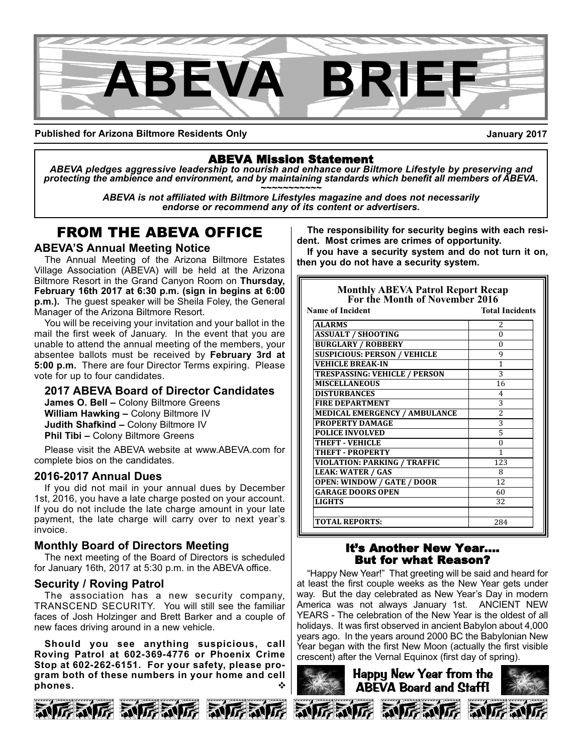# ABEVA BRIEF

**Published for Arizona Biltmore Residents Only** **January 2017**

### ABEVA Mission Statement

***ABEVA pledges aggressive leadership to nourish and enhance our Biltmore Lifestyle by preserving and protecting the ambience and environment, and by maintaining standards which benefit all members of ABEVA.***

~~~~~~~~~~~

***ABEVA is not affiliated with Biltmore Lifestyles magazine and does not necessarily endorse or recommend any of its content or advertisers.***

## FROM THE ABEVA OFFICE

### ABEVA'S Annual Meeting Notice

The Annual Meeting of the Arizona Biltmore Estates Village Association (ABEVA) will be held at the Arizona Biltmore Resort in the Grand Canyon Room on **Thursday, February 16th 2017 at 6:30 p.m. (sign in begins at 6:00 p.m.).** The guest speaker will be Sheila Foley, the General Manager of the Arizona Biltmore Resort.

You will be receiving your invitation and your ballot in the mail the first week of January. In the event that you are unable to attend the annual meeting of the members, your absentee ballots must be received by **February 3rd at 5:00 p.m.** There are four Director Terms expiring. Please vote for up to four candidates.

### 2017 ABEVA Board of Director Candidates

**James O. Bell –** Colony Biltmore Greens
**William Hawking –** Colony Biltmore IV
**Judith Shafkind –** Colony Biltmore IV
**Phil Tibi –** Colony Biltmore Greens

Please visit the ABEVA website at www.ABEVA.com for complete bios on the candidates.

### 2016-2017 Annual Dues

If you did not mail in your annual dues by December 1st, 2016, you have a late charge posted on your account. If you do not include the late charge amount in your late payment, the late charge will carry over to next year's invoice.

### Monthly Board of Directors Meeting

The next meeting of the Board of Directors is scheduled for January 16th, 2017 at 5:30 p.m. in the ABEVA office.

### Security / Roving Patrol

The association has a new security company, TRANSCEND SECURITY. You will still see the familiar faces of Josh Holzinger and Brett Barker and a couple of new faces driving around in a new vehicle.

**Should you see anything suspicious, call Roving Patrol at 602-369-4776 or Phoenix Crime Stop at 602-262-6151. For your safety, please program both of these numbers in your home and cell phones.**

**The responsibility for security begins with each resident. Most crimes are crimes of opportunity.**

**If you have a security system and do not turn it on, then you do not have a security system.**

**Monthly ABEVA Patrol Report Recap**
**For the Month of November 2016**

| Name of Incident | Total Incidents |
|---|---|
| ALARMS | 2 |
| ASSUALT / SHOOTING | 0 |
| BURGLARY / ROBBERY | 0 |
| SUSPICIOUS: PERSON / VEHICLE | 9 |
| VEHICLE BREAK-IN | 1 |
| TRESPASSING: VEHICLE / PERSON | 3 |
| MISCELLANEOUS | 16 |
| DISTURBANCES | 4 |
| FIRE DEPARTMENT | 3 |
| MEDICAL EMERGENCY / AMBULANCE | 2 |
| PROPERTY DAMAGE | 3 |
| POLICE INVOLVED | 5 |
| THEFT - VEHICLE | 0 |
| THEFT - PROPERTY | 1 |
| VIOLATION: PARKING / TRAFFIC | 123 |
| LEAK: WATER / GAS | 8 |
| OPEN: WINDOW / GATE / DOOR | 12 |
| GARAGE DOORS OPEN | 60 |
| LIGHTS | 32 |
| | |
| TOTAL REPORTS: | 284 |

### It's Another New Year.... But for what Reason?

"Happy New Year!" That greeting will be said and heard for at least the first couple weeks as the New Year gets under way. But the day celebrated as New Year's Day in modern America was not always January 1st. ANCIENT NEW YEARS - The celebration of the New Year is the oldest of all holidays. It was first observed in ancient Babylon about 4,000 years ago. In the years around 2000 BC the Babylonian New Year began with the first New Moon (actually the first visible crescent) after the Vernal Equinox (first day of spring).

**Happy New Year from the ABEVA Board and Staff!**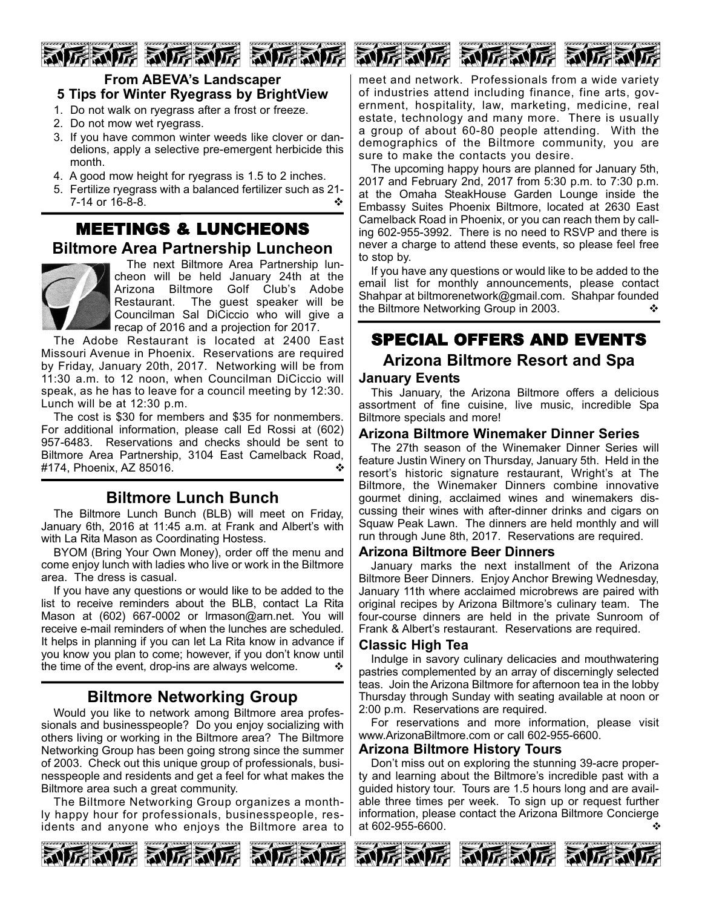### From ABEVA's Landscaper
### 5 Tips for Winter Ryegrass by BrightView

1. Do not walk on ryegrass after a frost or freeze.
2. Do not mow wet ryegrass.
3. If you have common winter weeds like clover or dandelions, apply a selective pre-emergent herbicide this month.
4. A good mow height for ryegrass is 1.5 to 2 inches.
5. Fertilize ryegrass with a balanced fertilizer such as 21-7-14 or 16-8-8. ❖

# MEETINGS & LUNCHEONS

## Biltmore Area Partnership Luncheon

The next Biltmore Area Partnership luncheon will be held January 24th at the Arizona Biltmore Golf Club's Adobe Restaurant. The guest speaker will be Councilman Sal DiCiccio who will give a recap of 2016 and a projection for 2017.

The Adobe Restaurant is located at 2400 East Missouri Avenue in Phoenix. Reservations are required by Friday, January 20th, 2017. Networking will be from 11:30 a.m. to 12 noon, when Councilman DiCiccio will speak, as he has to leave for a council meeting by 12:30. Lunch will be at 12:30 p.m.

The cost is $30 for members and $35 for nonmembers. For additional information, please call Ed Rossi at (602) 957-6483. Reservations and checks should be sent to Biltmore Area Partnership, 3104 East Camelback Road, #174, Phoenix, AZ 85016. ❖

## Biltmore Lunch Bunch

The Biltmore Lunch Bunch (BLB) will meet on Friday, January 6th, 2016 at 11:45 a.m. at Frank and Albert's with with La Rita Mason as Coordinating Hostess.

BYOM (Bring Your Own Money), order off the menu and come enjoy lunch with ladies who live or work in the Biltmore area. The dress is casual.

If you have any questions or would like to be added to the list to receive reminders about the BLB, contact La Rita Mason at (602) 667-0002 or lrmason@arn.net. You will receive e-mail reminders of when the lunches are scheduled. It helps in planning if you can let La Rita know in advance if you know you plan to come; however, if you don't know until the time of the event, drop-ins are always welcome. ❖

## Biltmore Networking Group

Would you like to network among Biltmore area professionals and businesspeople? Do you enjoy socializing with others living or working in the Biltmore area? The Biltmore Networking Group has been going strong since the summer of 2003. Check out this unique group of professionals, businesspeople and residents and get a feel for what makes the Biltmore area such a great community.

The Biltmore Networking Group organizes a monthly happy hour for professionals, businesspeople, residents and anyone who enjoys the Biltmore area to meet and network. Professionals from a wide variety of industries attend including finance, fine arts, government, hospitality, law, marketing, medicine, real estate, technology and many more. There is usually a group of about 60-80 people attending. With the demographics of the Biltmore community, you are sure to make the contacts you desire.

The upcoming happy hours are planned for January 5th, 2017 and February 2nd, 2017 from 5:30 p.m. to 7:30 p.m. at the Omaha SteakHouse Garden Lounge inside the Embassy Suites Phoenix Biltmore, located at 2630 East Camelback Road in Phoenix, or you can reach them by calling 602-955-3992. There is no need to RSVP and there is never a charge to attend these events, so please feel free to stop by.

If you have any questions or would like to be added to the email list for monthly announcements, please contact Shahpar at biltmorenetwork@gmail.com. Shahpar founded the Biltmore Networking Group in 2003. ❖

# SPECIAL OFFERS AND EVENTS

## Arizona Biltmore Resort and Spa

### January Events

This January, the Arizona Biltmore offers a delicious assortment of fine cuisine, live music, incredible Spa Biltmore specials and more!

### Arizona Biltmore Winemaker Dinner Series

The 27th season of the Winemaker Dinner Series will feature Justin Winery on Thursday, January 5th. Held in the resort's historic signature restaurant, Wright's at The Biltmore, the Winemaker Dinners combine innovative gourmet dining, acclaimed wines and winemakers discussing their wines with after-dinner drinks and cigars on Squaw Peak Lawn. The dinners are held monthly and will run through June 8th, 2017. Reservations are required.

### Arizona Biltmore Beer Dinners

January marks the next installment of the Arizona Biltmore Beer Dinners. Enjoy Anchor Brewing Wednesday, January 11th where acclaimed microbrews are paired with original recipes by Arizona Biltmore's culinary team. The four-course dinners are held in the private Sunroom of Frank & Albert's restaurant. Reservations are required.

### Classic High Tea

Indulge in savory culinary delicacies and mouthwatering pastries complemented by an array of discerningly selected teas. Join the Arizona Biltmore for afternoon tea in the lobby Thursday through Sunday with seating available at noon or 2:00 p.m. Reservations are required.

For reservations and more information, please visit www.ArizonaBiltmore.com or call 602-955-6600.

### Arizona Biltmore History Tours

Don't miss out on exploring the stunning 39-acre property and learning about the Biltmore's incredible past with a guided history tour. Tours are 1.5 hours long and are available three times per week. To sign up or request further information, please contact the Arizona Biltmore Concierge at 602-955-6600. ❖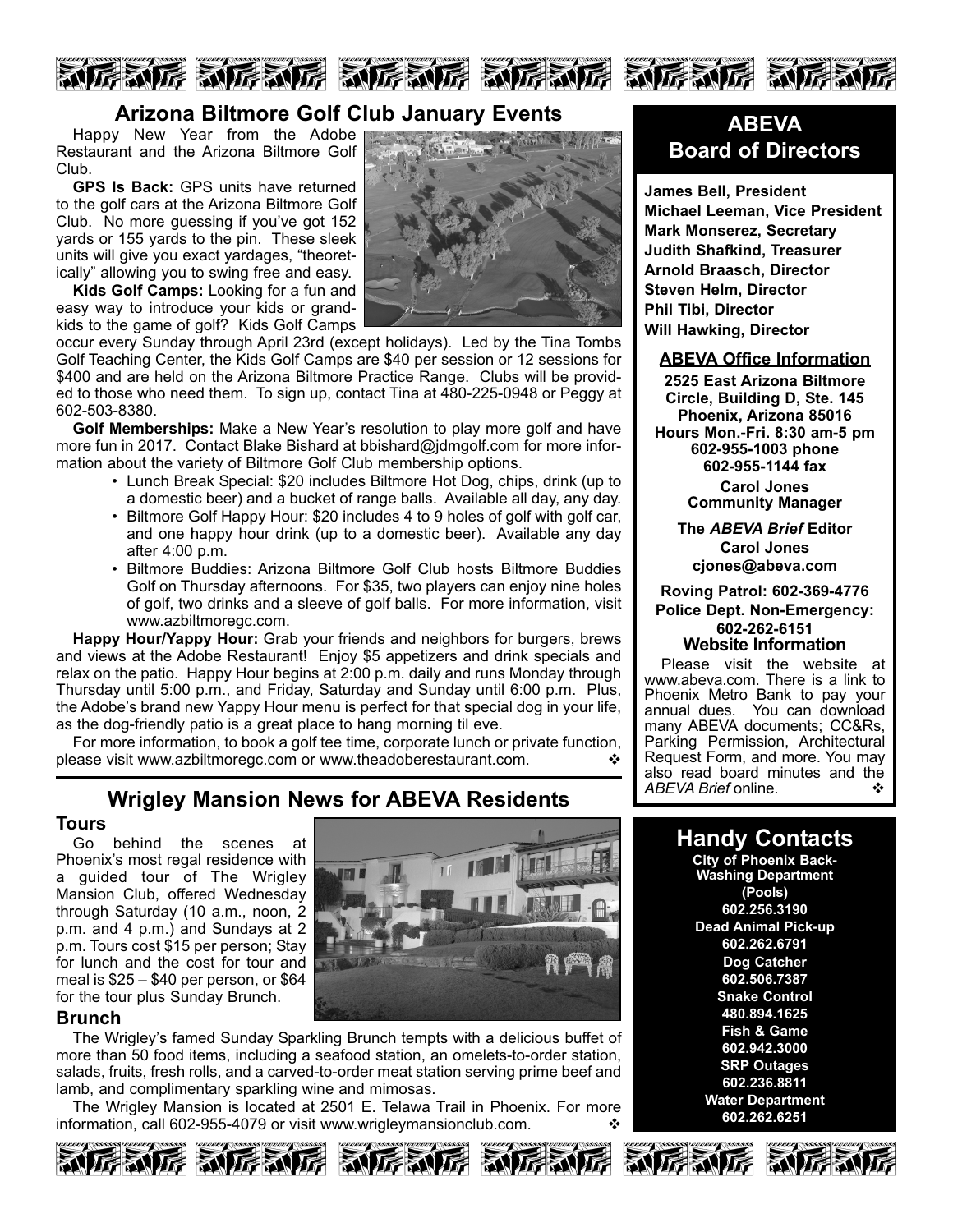## Arizona Biltmore Golf Club January Events

Happy New Year from the Adobe Restaurant and the Arizona Biltmore Golf Club.

**GPS Is Back:** GPS units have returned to the golf cars at the Arizona Biltmore Golf Club. No more guessing if you've got 152 yards or 155 yards to the pin. These sleek units will give you exact yardages, "theoretically" allowing you to swing free and easy.

**Kids Golf Camps:** Looking for a fun and easy way to introduce your kids or grandkids to the game of golf? Kids Golf Camps occur every Sunday through April 23rd (except holidays). Led by the Tina Tombs Golf Teaching Center, the Kids Golf Camps are $40 per session or 12 sessions for $400 and are held on the Arizona Biltmore Practice Range. Clubs will be provided to those who need them. To sign up, contact Tina at 480-225-0948 or Peggy at 602-503-8380.

**Golf Memberships:** Make a New Year's resolution to play more golf and have more fun in 2017. Contact Blake Bishard at bbishard@jdmgolf.com for more information about the variety of Biltmore Golf Club membership options.

- Lunch Break Special: $20 includes Biltmore Hot Dog, chips, drink (up to a domestic beer) and a bucket of range balls. Available all day, any day.
- Biltmore Golf Happy Hour: $20 includes 4 to 9 holes of golf with golf car, and one happy hour drink (up to a domestic beer). Available any day after 4:00 p.m.
- Biltmore Buddies: Arizona Biltmore Golf Club hosts Biltmore Buddies Golf on Thursday afternoons. For $35, two players can enjoy nine holes of golf, two drinks and a sleeve of golf balls. For more information, visit www.azbiltmoregc.com.

**Happy Hour/Yappy Hour:** Grab your friends and neighbors for burgers, brews and views at the Adobe Restaurant! Enjoy $5 appetizers and drink specials and relax on the patio. Happy Hour begins at 2:00 p.m. daily and runs Monday through Thursday until 5:00 p.m., and Friday, Saturday and Sunday until 6:00 p.m. Plus, the Adobe's brand new Yappy Hour menu is perfect for that special dog in your life, as the dog-friendly patio is a great place to hang morning til eve.

For more information, to book a golf tee time, corporate lunch or private function, please visit www.azbiltmoregc.com or www.theadoberestaurant.com. ❖

## Wrigley Mansion News for ABEVA Residents

### Tours

Go behind the scenes at Phoenix's most regal residence with a guided tour of The Wrigley Mansion Club, offered Wednesday through Saturday (10 a.m., noon, 2 p.m. and 4 p.m.) and Sundays at 2 p.m. Tours cost $15 per person; Stay for lunch and the cost for tour and meal is $25 – $40 per person, or $64 for the tour plus Sunday Brunch.

### Brunch

The Wrigley's famed Sunday Sparkling Brunch tempts with a delicious buffet of more than 50 food items, including a seafood station, an omelets-to-order station, salads, fruits, fresh rolls, and a carved-to-order meat station serving prime beef and lamb, and complimentary sparkling wine and mimosas.

The Wrigley Mansion is located at 2501 E. Telawa Trail in Phoenix. For more information, call 602-955-4079 or visit www.wrigleymansionclub.com. ❖

## ABEVA Board of Directors

**James Bell, President**
**Michael Leeman, Vice President**
**Mark Monserez, Secretary**
**Judith Shafkind, Treasurer**
**Arnold Braasch, Director**
**Steven Helm, Director**
**Phil Tibi, Director**
**Will Hawking, Director**

### ABEVA Office Information

**2525 East Arizona Biltmore Circle, Building D, Ste. 145**
**Phoenix, Arizona 85016**
**Hours Mon.-Fri. 8:30 am-5 pm**
**602-955-1003 phone**
**602-955-1144 fax**

**Carol Jones**
**Community Manager**

**The *ABEVA Brief* Editor**
**Carol Jones**
**cjones@abeva.com**

**Roving Patrol: 602-369-4776**
**Police Dept. Non-Emergency: 602-262-6151**

### Website Information

Please visit the website at www.abeva.com. There is a link to Phoenix Metro Bank to pay your annual dues. You can download many ABEVA documents; CC&Rs, Parking Permission, Architectural Request Form, and more. You may also read board minutes and the *ABEVA Brief* online. ❖

## Handy Contacts

**City of Phoenix Back-Washing Department (Pools)**
**602.256.3190**
**Dead Animal Pick-up**
**602.262.6791**
**Dog Catcher**
**602.506.7387**
**Snake Control**
**480.894.1625**
**Fish & Game**
**602.942.3000**
**SRP Outages**
**602.236.8811**
**Water Department**
**602.262.6251**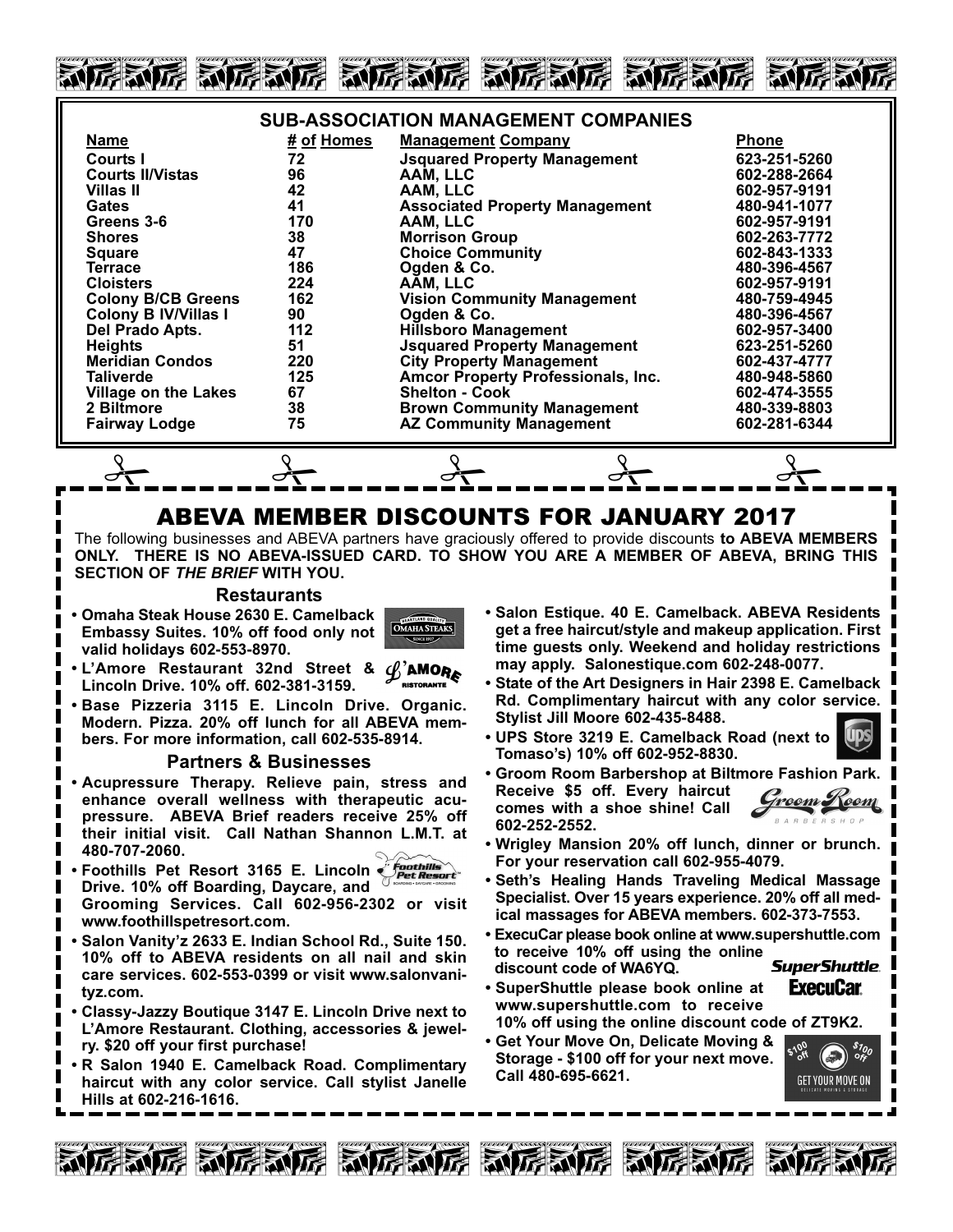## SUB-ASSOCIATION MANAGEMENT COMPANIES

| Name | # of Homes | Management Company | Phone |
|---|---|---|---|
| Courts I | 72 | Jsquared Property Management | 623-251-5260 |
| Courts II/Vistas | 96 | AAM, LLC | 602-288-2664 |
| Villas II | 42 | AAM, LLC | 602-957-9191 |
| Gates | 41 | Associated Property Management | 480-941-1077 |
| Greens 3-6 | 170 | AAM, LLC | 602-957-9191 |
| Shores | 38 | Morrison Group | 602-263-7772 |
| Square | 47 | Choice Community | 602-843-1333 |
| Terrace | 186 | Ogden & Co. | 480-396-4567 |
| Cloisters | 224 | AAM, LLC | 602-957-9191 |
| Colony B/CB Greens | 162 | Vision Community Management | 480-759-4945 |
| Colony B IV/Villas I | 90 | Ogden & Co. | 480-396-4567 |
| Del Prado Apts. | 112 | Hillsboro Management | 602-957-3400 |
| Heights | 51 | Jsquared Property Management | 623-251-5260 |
| Meridian Condos | 220 | City Property Management | 602-437-4777 |
| Taliverde | 125 | Amcor Property Professionals, Inc. | 480-948-5860 |
| Village on the Lakes | 67 | Shelton - Cook | 602-474-3555 |
| 2 Biltmore | 38 | Brown Community Management | 480-339-8803 |
| Fairway Lodge | 75 | AZ Community Management | 602-281-6344 |

# ABEVA MEMBER DISCOUNTS FOR JANUARY 2017

The following businesses and ABEVA partners have graciously offered to provide discounts **to ABEVA MEMBERS ONLY. THERE IS NO ABEVA-ISSUED CARD. TO SHOW YOU ARE A MEMBER OF ABEVA, BRING THIS SECTION OF *THE BRIEF* WITH YOU.**

### Restaurants

- **Omaha Steak House 2630 E. Camelback Embassy Suites. 10% off food only not valid holidays 602-553-8970.**
- **L'Amore Restaurant 32nd Street & Lincoln Drive. 10% off. 602-381-3159.**
- **Base Pizzeria 3115 E. Lincoln Drive. Organic. Modern. Pizza. 20% off lunch for all ABEVA members. For more information, call 602-535-8914.**

### Partners & Businesses

- **Acupressure Therapy. Relieve pain, stress and enhance overall wellness with therapeutic acupressure. ABEVA Brief readers receive 25% off their initial visit. Call Nathan Shannon L.M.T. at 480-707-2060.**
- **Foothills Pet Resort 3165 E. Lincoln Drive. 10% off Boarding, Daycare, and Grooming Services. Call 602-956-2302 or visit www.foothillspetresort.com.**
- **Salon Vanity'z 2633 E. Indian School Rd., Suite 150. 10% off to ABEVA residents on all nail and skin care services. 602-553-0399 or visit www.salonvanityz.com.**
- **Classy-Jazzy Boutique 3147 E. Lincoln Drive next to L'Amore Restaurant. Clothing, accessories & jewelry. $20 off your first purchase!**
- **R Salon 1940 E. Camelback Road. Complimentary haircut with any color service. Call stylist Janelle Hills at 602-216-1616.**
- **Salon Estique. 40 E. Camelback. ABEVA Residents get a free haircut/style and makeup application. First time guests only. Weekend and holiday restrictions may apply. Salonestique.com 602-248-0077.**
- **State of the Art Designers in Hair 2398 E. Camelback Rd. Complimentary haircut with any color service. Stylist Jill Moore 602-435-8488.**
- **UPS Store 3219 E. Camelback Road (next to Tomaso's) 10% off 602-952-8830.**
- **Groom Room Barbershop at Biltmore Fashion Park. Receive $5 off. Every haircut comes with a shoe shine! Call 602-252-2552.**
- **Wrigley Mansion 20% off lunch, dinner or brunch. For your reservation call 602-955-4079.**
- **Seth's Healing Hands Traveling Medical Massage Specialist. Over 15 years experience. 20% off all medical massages for ABEVA members. 602-373-7553.**
- **ExecuCar please book online at www.supershuttle.com to receive 10% off using the online discount code of WA6YQ.**
- **SuperShuttle please book online at www.supershuttle.com to receive 10% off using the online discount code of ZT9K2.**
- **Get Your Move On, Delicate Moving & Storage - $100 off for your next move. Call 480-695-6621.**